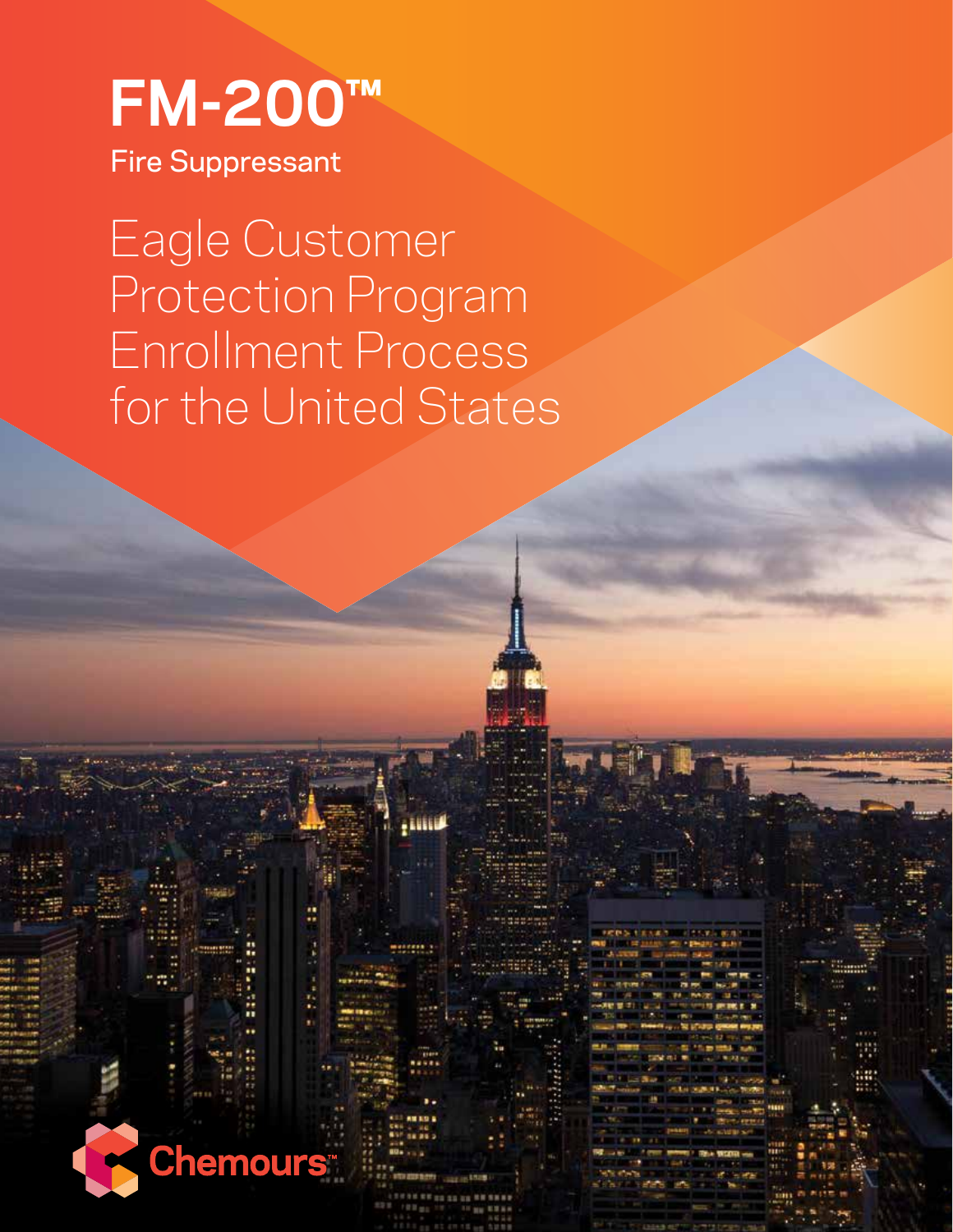# FM-200™

Fire Suppressant

## Eagle Customer Protection Program Enrollment Process for the United States

Chemours™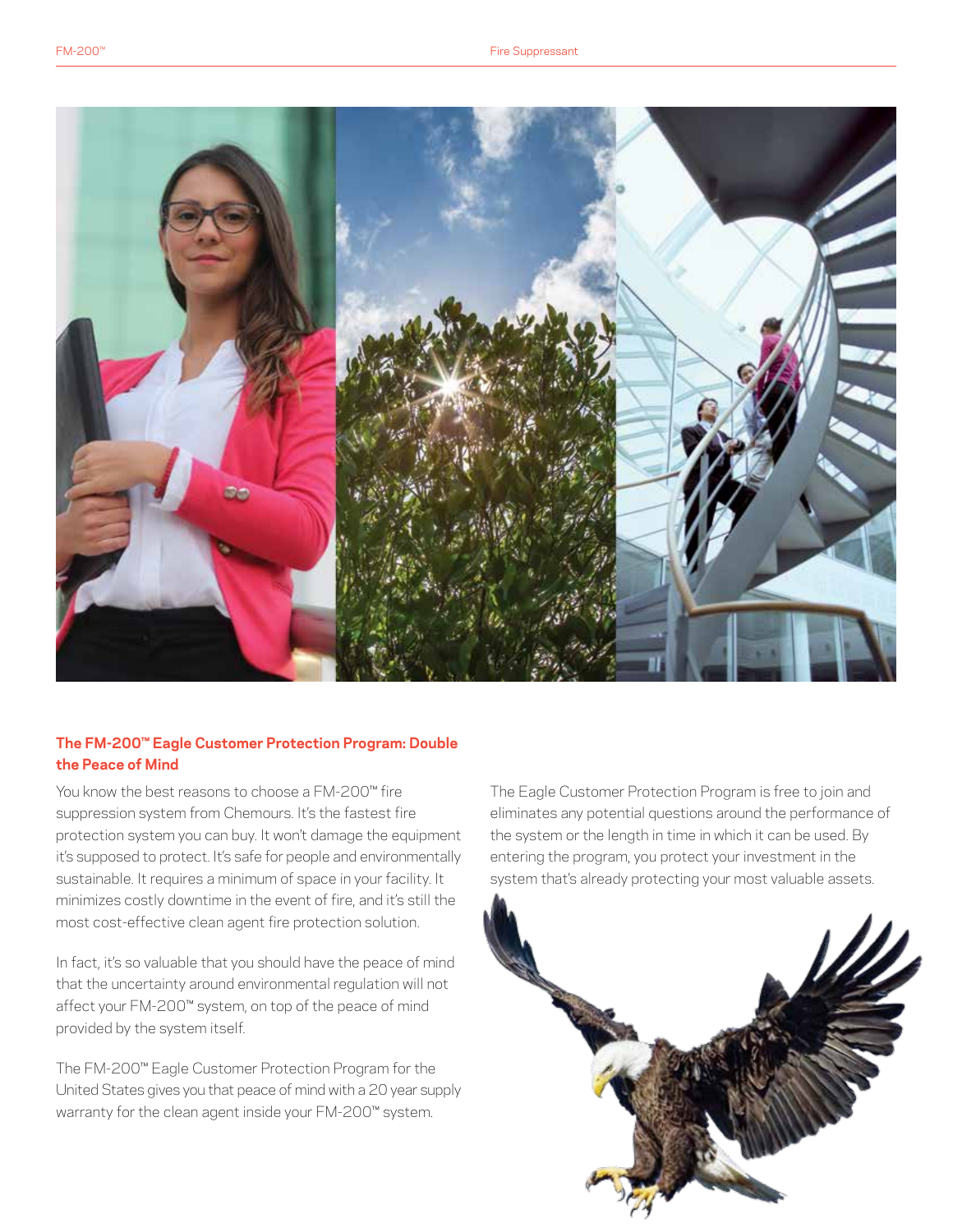## The FM-200™ Eagle Customer Protection Program: Double the Peace of Mind

You know the best reasons to choose a FM-200™ fire suppression system from Chemours. It's the fastest fire protection system you can buy. It won't damage the equipment it's supposed to protect. It's safe for people and environmentally sustainable. It requires a minimum of space in your facility. It minimizes costly downtime in the event of fire, and it's still the most cost-effective clean agent fire protection solution.

In fact, it's so valuable that you should have the peace of mind that the uncertainty around environmental regulation will not affect your FM-200™ system, on top of the peace of mind provided by the system itself.

The FM-200™ Eagle Customer Protection Program for the United States gives you that peace of mind with a 20 year supply warranty for the clean agent inside your FM-200™ system.

The Eagle Customer Protection Program is free to join and eliminates any potential questions around the performance of the system or the length in time in which it can be used. By entering the program, you protect your investment in the system that's already protecting your most valuable assets.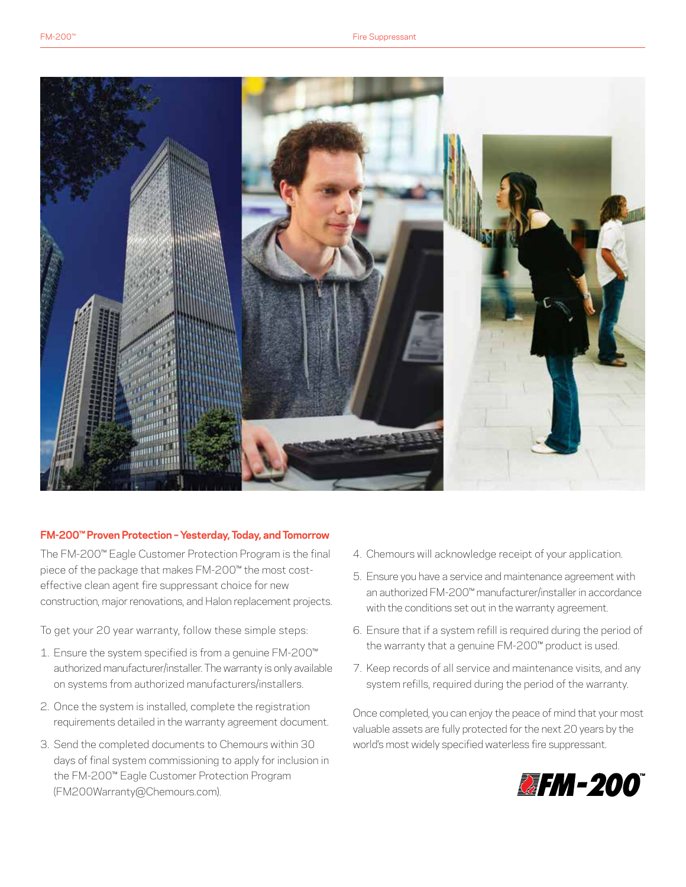## FM-200™ Proven Protection – Yesterday, Today, and Tomorrow

The FM-200™ Eagle Customer Protection Program is the final piece of the package that makes FM-200™ the most cost-effective clean agent fire suppressant choice for new construction, major renovations, and Halon replacement projects.

To get your 20 year warranty, follow these simple steps:

1. Ensure the system specified is from a genuine FM-200™ authorized manufacturer/installer. The warranty is only available on systems from authorized manufacturers/installers.
2. Once the system is installed, complete the registration requirements detailed in the warranty agreement document.
3. Send the completed documents to Chemours within 30 days of final system commissioning to apply for inclusion in the FM-200™ Eagle Customer Protection Program (FM200Warranty@Chemours.com).
4. Chemours will acknowledge receipt of your application.
5. Ensure you have a service and maintenance agreement with an authorized FM-200™ manufacturer/installer in accordance with the conditions set out in the warranty agreement.
6. Ensure that if a system refill is required during the period of the warranty that a genuine FM-200™ product is used.
7. Keep records of all service and maintenance visits, and any system refills, required during the period of the warranty.

Once completed, you can enjoy the peace of mind that your most valuable assets are fully protected for the next 20 years by the world's most widely specified waterless fire suppressant.

FM-200™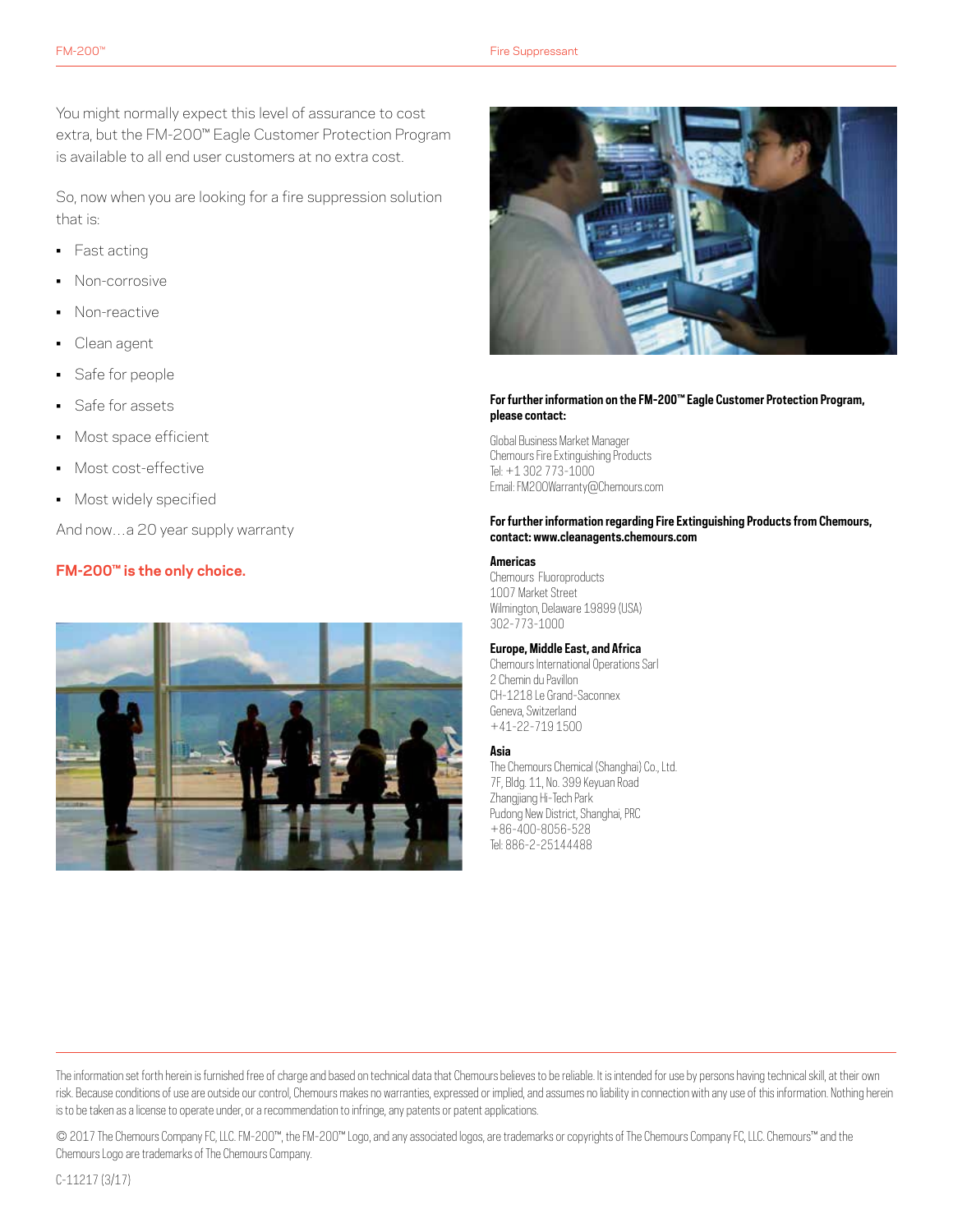You might normally expect this level of assurance to cost extra, but the FM-200™ Eagle Customer Protection Program is available to all end user customers at no extra cost.

So, now when you are looking for a fire suppression solution that is:

- Fast acting
- Non-corrosive
- Non-reactive
- Clean agent
- Safe for people
- Safe for assets
- Most space efficient
- Most cost-effective
- Most widely specified

And now…a 20 year supply warranty

**FM-200™ is the only choice.**

**For further information on the FM-200™ Eagle Customer Protection Program, please contact:**

Global Business Market Manager
Chemours Fire Extinguishing Products
Tel: +1 302 773-1000
Email: FM200Warranty@Chemours.com

**For further information regarding Fire Extinguishing Products from Chemours, contact: www.cleanagents.chemours.com**

**Americas**
Chemours Fluoroproducts
1007 Market Street
Wilmington, Delaware 19899 (USA)
302-773-1000

**Europe, Middle East, and Africa**
Chemours International Operations Sarl
2 Chemin du Pavillon
CH-1218 Le Grand-Saconnex
Geneva, Switzerland
+41-22-719 1500

**Asia**
The Chemours Chemical (Shanghai) Co., Ltd.
7F, Bldg. 11, No. 399 Keyuan Road
Zhangjiang Hi-Tech Park
Pudong New District, Shanghai, PRC
+86-400-8056-528
Tel: 886-2-25144488

The information set forth herein is furnished free of charge and based on technical data that Chemours believes to be reliable. It is intended for use by persons having technical skill, at their own risk. Because conditions of use are outside our control, Chemours makes no warranties, expressed or implied, and assumes no liability in connection with any use of this information. Nothing herein is to be taken as a license to operate under, or a recommendation to infringe, any patents or patent applications.

© 2017 The Chemours Company FC, LLC. FM-200™, the FM-200™ Logo, and any associated logos, are trademarks or copyrights of The Chemours Company FC, LLC. Chemours™ and the Chemours Logo are trademarks of The Chemours Company.

C-11217 (3/17)